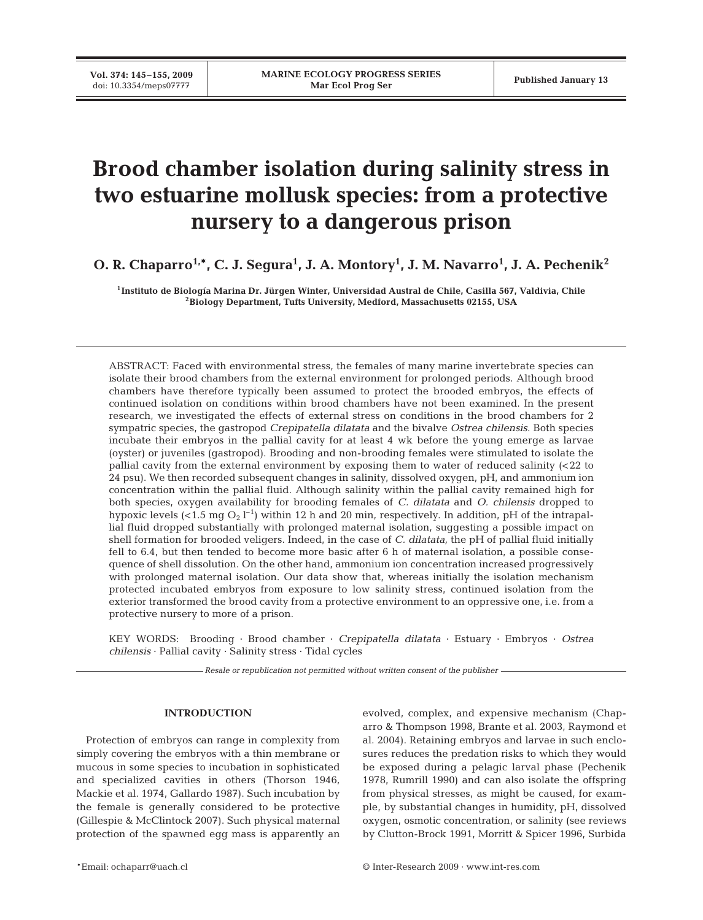# Brood chamber isolation during salinity stress in two estuarine mollusk species: from a protective nursery to a dangerous prison

**O. R. Chaparro[1,*], C. J. Segura[1], J. A. Montory[1], J. M. Navarro[1], J. A. Pechenik[2]**

[1]Instituto de Biología Marina Dr. Jürgen Winter, Universidad Austral de Chile, Casilla 567, Valdivia, Chile
[2]Biology Department, Tufts University, Medford, Massachusetts 02155, USA

ABSTRACT: Faced with environmental stress, the females of many marine invertebrate species can isolate their brood chambers from the external environment for prolonged periods. Although brood chambers have therefore typically been assumed to protect the brooded embryos, the effects of continued isolation on conditions within brood chambers have not been examined. In the present research, we investigated the effects of external stress on conditions in the brood chambers for 2 sympatric species, the gastropod *Crepipatella dilatata* and the bivalve *Ostrea chilensis*. Both species incubate their embryos in the pallial cavity for at least 4 wk before the young emerge as larvae (oyster) or juveniles (gastropod). Brooding and non-brooding females were stimulated to isolate the pallial cavity from the external environment by exposing them to water of reduced salinity (<22 to 24 psu). We then recorded subsequent changes in salinity, dissolved oxygen, pH, and ammonium ion concentration within the pallial fluid. Although salinity within the pallial cavity remained high for both species, oxygen availability for brooding females of *C. dilatata* and *O. chilensis* dropped to hypoxic levels (<1.5 mg $O_2$ $l^{-1}$) within 12 h and 20 min, respectively. In addition, pH of the intrapallial fluid dropped substantially with prolonged maternal isolation, suggesting a possible impact on shell formation for brooded veligers. Indeed, in the case of *C. dilatata,* the pH of pallial fluid initially fell to 6.4, but then tended to become more basic after 6 h of maternal isolation, a possible consequence of shell dissolution. On the other hand, ammonium ion concentration increased progressively with prolonged maternal isolation. Our data show that, whereas initially the isolation mechanism protected incubated embryos from exposure to low salinity stress, continued isolation from the exterior transformed the brood cavity from a protective environment to an oppressive one, i.e. from a protective nursery to more of a prison.

KEY WORDS: Brooding · Brood chamber · *Crepipatella dilatata* · Estuary · Embryos · *Ostrea chilensis* · Pallial cavity · Salinity stress · Tidal cycles

*Resale or republication not permitted without written consent of the publisher*

## INTRODUCTION

Protection of embryos can range in complexity from simply covering the embryos with a thin membrane or mucous in some species to incubation in sophisticated and specialized cavities in others (Thorson 1946, Mackie et al. 1974, Gallardo 1987). Such incubation by the female is generally considered to be protective (Gillespie & McClintock 2007). Such physical maternal protection of the spawned egg mass is apparently an evolved, complex, and expensive mechanism (Chaparro & Thompson 1998, Brante et al. 2003, Raymond et al. 2004). Retaining embryos and larvae in such enclosures reduces the predation risks to which they would be exposed during a pelagic larval phase (Pechenik 1978, Rumrill 1990) and can also isolate the offspring from physical stresses, as might be caused, for example, by substantial changes in humidity, pH, dissolved oxygen, osmotic concentration, or salinity (see reviews by Clutton-Brock 1991, Morritt & Spicer 1996, Surbida

*Email: ochaparr@uach.cl

© Inter-Research 2009 · www.int-res.com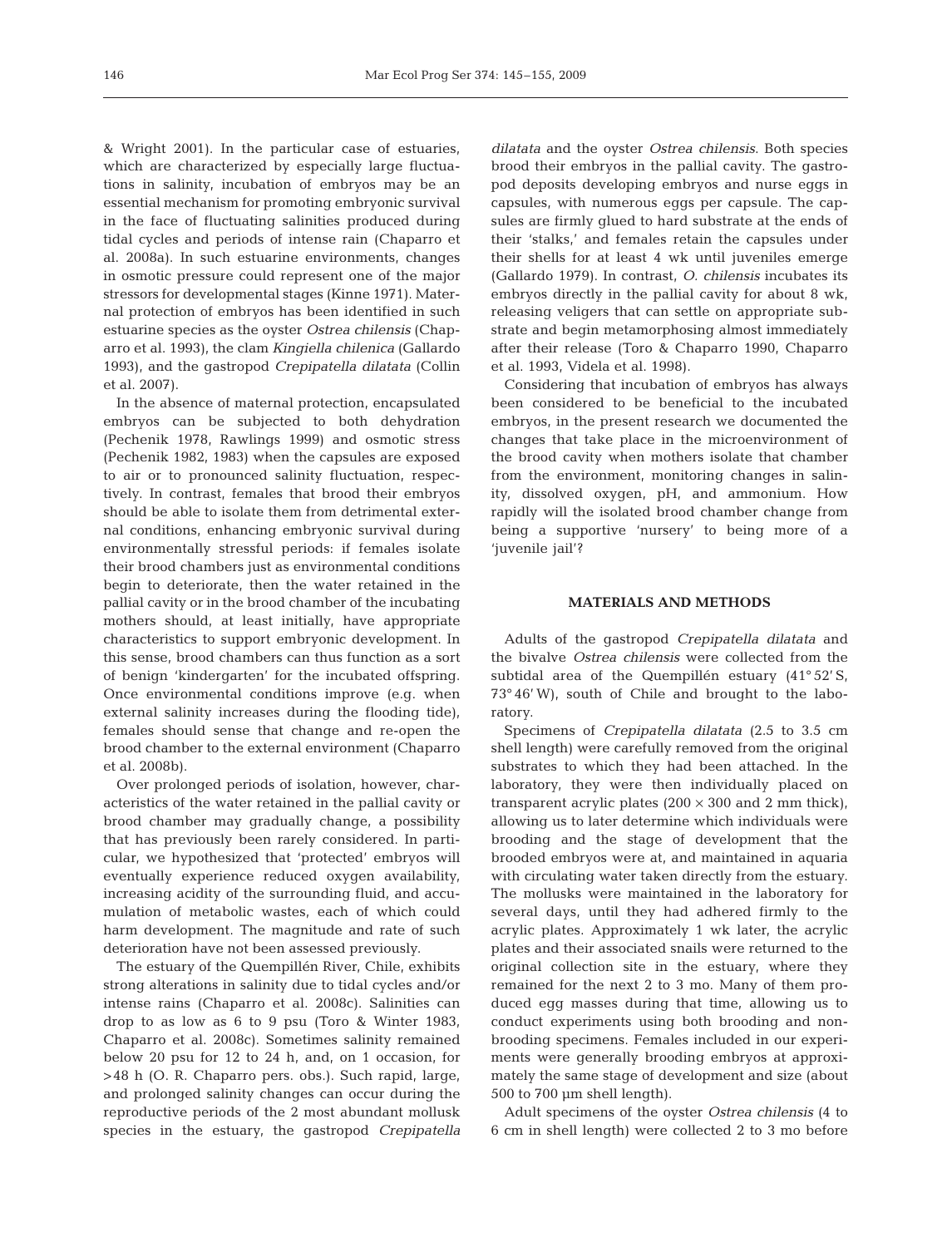& Wright 2001). In the particular case of estuaries, which are characterized by especially large fluctuations in salinity, incubation of embryos may be an essential mechanism for promoting embryonic survival in the face of fluctuating salinities produced during tidal cycles and periods of intense rain (Chaparro et al. 2008a). In such estuarine environments, changes in osmotic pressure could represent one of the major stressors for developmental stages (Kinne 1971). Maternal protection of embryos has been identified in such estuarine species as the oyster *Ostrea chilensis* (Chaparro et al. 1993), the clam *Kingiella chilenica* (Gallardo 1993), and the gastropod *Crepipatella dilatata* (Collin et al. 2007).

In the absence of maternal protection, encapsulated embryos can be subjected to both dehydration (Pechenik 1978, Rawlings 1999) and osmotic stress (Pechenik 1982, 1983) when the capsules are exposed to air or to pronounced salinity fluctuation, respectively. In contrast, females that brood their embryos should be able to isolate them from detrimental external conditions, enhancing embryonic survival during environmentally stressful periods: if females isolate their brood chambers just as environmental conditions begin to deteriorate, then the water retained in the pallial cavity or in the brood chamber of the incubating mothers should, at least initially, have appropriate characteristics to support embryonic development. In this sense, brood chambers can thus function as a sort of benign 'kindergarten' for the incubated offspring. Once environmental conditions improve (e.g. when external salinity increases during the flooding tide), females should sense that change and re-open the brood chamber to the external environment (Chaparro et al. 2008b).

Over prolonged periods of isolation, however, characteristics of the water retained in the pallial cavity or brood chamber may gradually change, a possibility that has previously been rarely considered. In particular, we hypothesized that 'protected' embryos will eventually experience reduced oxygen availability, increasing acidity of the surrounding fluid, and accumulation of metabolic wastes, each of which could harm development. The magnitude and rate of such deterioration have not been assessed previously.

The estuary of the Quempillén River, Chile, exhibits strong alterations in salinity due to tidal cycles and/or intense rains (Chaparro et al. 2008c). Salinities can drop to as low as 6 to 9 psu (Toro & Winter 1983, Chaparro et al. 2008c). Sometimes salinity remained below 20 psu for 12 to 24 h, and, on 1 occasion, for >48 h (O. R. Chaparro pers. obs.). Such rapid, large, and prolonged salinity changes can occur during the reproductive periods of the 2 most abundant mollusk species in the estuary, the gastropod *Crepipatella dilatata* and the oyster *Ostrea chilensis*. Both species brood their embryos in the pallial cavity. The gastropod deposits developing embryos and nurse eggs in capsules, with numerous eggs per capsule. The capsules are firmly glued to hard substrate at the ends of their 'stalks,' and females retain the capsules under their shells for at least 4 wk until juveniles emerge (Gallardo 1979). In contrast, *O. chilensis* incubates its embryos directly in the pallial cavity for about 8 wk, releasing veligers that can settle on appropriate substrate and begin metamorphosing almost immediately after their release (Toro & Chaparro 1990, Chaparro et al. 1993, Videla et al. 1998).

Considering that incubation of embryos has always been considered to be beneficial to the incubated embryos, in the present research we documented the changes that take place in the microenvironment of the brood cavity when mothers isolate that chamber from the environment, monitoring changes in salinity, dissolved oxygen, pH, and ammonium. How rapidly will the isolated brood chamber change from being a supportive 'nursery' to being more of a 'juvenile jail'?

## MATERIALS AND METHODS

Adults of the gastropod *Crepipatella dilatata* and the bivalve *Ostrea chilensis* were collected from the subtidal area of the Quempillén estuary (41° 52' S, 73° 46' W), south of Chile and brought to the laboratory.

Specimens of *Crepipatella dilatata* (2.5 to 3.5 cm shell length) were carefully removed from the original substrates to which they had been attached. In the laboratory, they were then individually placed on transparent acrylic plates (200 × 300 and 2 mm thick), allowing us to later determine which individuals were brooding and the stage of development that the brooded embryos were at, and maintained in aquaria with circulating water taken directly from the estuary. The mollusks were maintained in the laboratory for several days, until they had adhered firmly to the acrylic plates. Approximately 1 wk later, the acrylic plates and their associated snails were returned to the original collection site in the estuary, where they remained for the next 2 to 3 mo. Many of them produced egg masses during that time, allowing us to conduct experiments using both brooding and non-brooding specimens. Females included in our experiments were generally brooding embryos at approximately the same stage of development and size (about 500 to 700 µm shell length).

Adult specimens of the oyster *Ostrea chilensis* (4 to 6 cm in shell length) were collected 2 to 3 mo before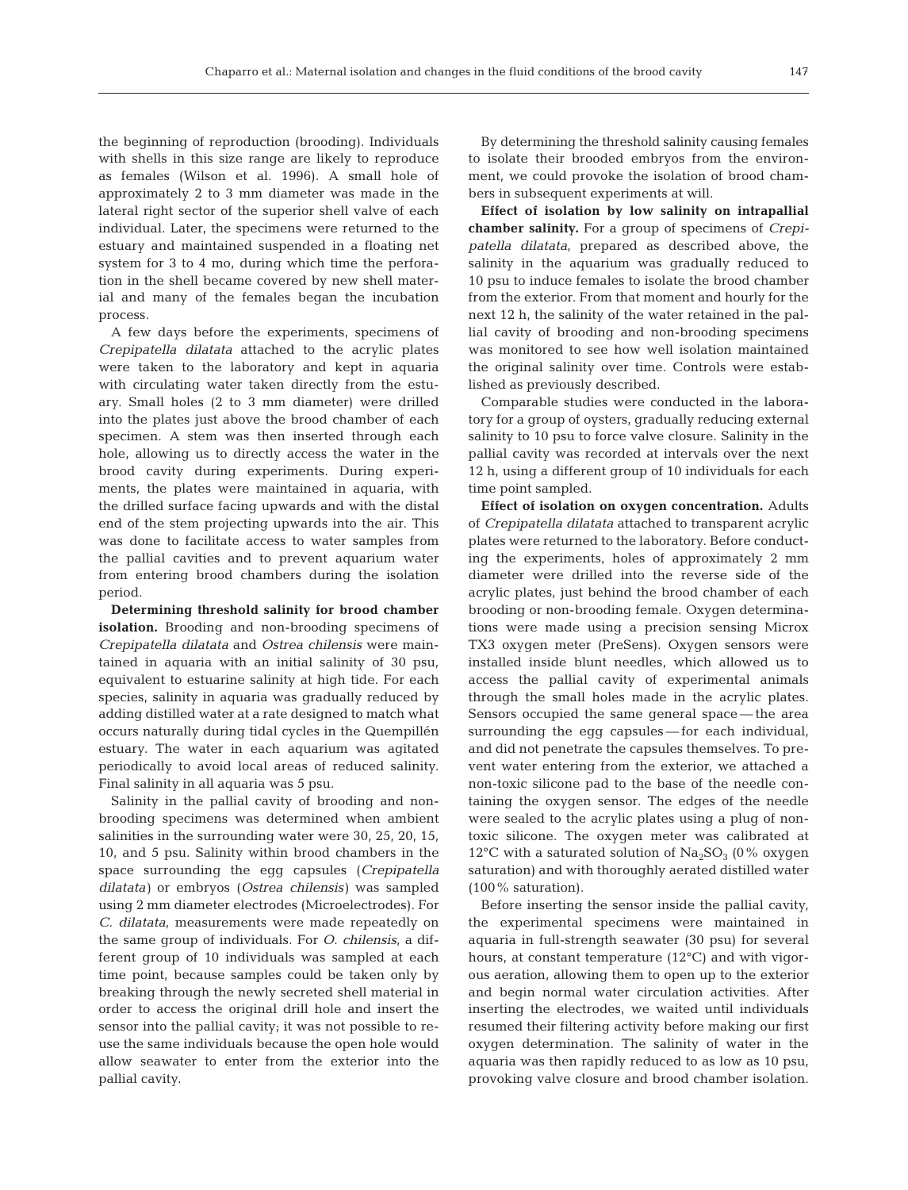the beginning of reproduction (brooding). Individuals with shells in this size range are likely to reproduce as females (Wilson et al. 1996). A small hole of approximately 2 to 3 mm diameter was made in the lateral right sector of the superior shell valve of each individual. Later, the specimens were returned to the estuary and maintained suspended in a floating net system for 3 to 4 mo, during which time the perforation in the shell became covered by new shell material and many of the females began the incubation process.

A few days before the experiments, specimens of *Crepipatella dilatata* attached to the acrylic plates were taken to the laboratory and kept in aquaria with circulating water taken directly from the estuary. Small holes (2 to 3 mm diameter) were drilled into the plates just above the brood chamber of each specimen. A stem was then inserted through each hole, allowing us to directly access the water in the brood cavity during experiments. During experiments, the plates were maintained in aquaria, with the drilled surface facing upwards and with the distal end of the stem projecting upwards into the air. This was done to facilitate access to water samples from the pallial cavities and to prevent aquarium water from entering brood chambers during the isolation period.

**Determining threshold salinity for brood chamber isolation.** Brooding and non-brooding specimens of *Crepipatella dilatata* and *Ostrea chilensis* were maintained in aquaria with an initial salinity of 30 psu, equivalent to estuarine salinity at high tide. For each species, salinity in aquaria was gradually reduced by adding distilled water at a rate designed to match what occurs naturally during tidal cycles in the Quempillén estuary. The water in each aquarium was agitated periodically to avoid local areas of reduced salinity. Final salinity in all aquaria was 5 psu.

Salinity in the pallial cavity of brooding and non-brooding specimens was determined when ambient salinities in the surrounding water were 30, 25, 20, 15, 10, and 5 psu. Salinity within brood chambers in the space surrounding the egg capsules (*Crepipatella dilatata*) or embryos (*Ostrea chilensis*) was sampled using 2 mm diameter electrodes (Microelectrodes). For *C. dilatata*, measurements were made repeatedly on the same group of individuals. For *O. chilensis*, a different group of 10 individuals was sampled at each time point, because samples could be taken only by breaking through the newly secreted shell material in order to access the original drill hole and insert the sensor into the pallial cavity; it was not possible to re-use the same individuals because the open hole would allow seawater to enter from the exterior into the pallial cavity.

By determining the threshold salinity causing females to isolate their brooded embryos from the environment, we could provoke the isolation of brood chambers in subsequent experiments at will.

**Effect of isolation by low salinity on intrapallial chamber salinity.** For a group of specimens of *Crepipatella dilatata*, prepared as described above, the salinity in the aquarium was gradually reduced to 10 psu to induce females to isolate the brood chamber from the exterior. From that moment and hourly for the next 12 h, the salinity of the water retained in the pallial cavity of brooding and non-brooding specimens was monitored to see how well isolation maintained the original salinity over time. Controls were established as previously described.

Comparable studies were conducted in the laboratory for a group of oysters, gradually reducing external salinity to 10 psu to force valve closure. Salinity in the pallial cavity was recorded at intervals over the next 12 h, using a different group of 10 individuals for each time point sampled.

**Effect of isolation on oxygen concentration.** Adults of *Crepipatella dilatata* attached to transparent acrylic plates were returned to the laboratory. Before conducting the experiments, holes of approximately 2 mm diameter were drilled into the reverse side of the acrylic plates, just behind the brood chamber of each brooding or non-brooding female. Oxygen determinations were made using a precision sensing Microx TX3 oxygen meter (PreSens). Oxygen sensors were installed inside blunt needles, which allowed us to access the pallial cavity of experimental animals through the small holes made in the acrylic plates. Sensors occupied the same general space — the area surrounding the egg capsules — for each individual, and did not penetrate the capsules themselves. To prevent water entering from the exterior, we attached a non-toxic silicone pad to the base of the needle containing the oxygen sensor. The edges of the needle were sealed to the acrylic plates using a plug of non-toxic silicone. The oxygen meter was calibrated at 12°C with a saturated solution of $Na_2SO_3$ (0% oxygen saturation) and with thoroughly aerated distilled water (100% saturation).

Before inserting the sensor inside the pallial cavity, the experimental specimens were maintained in aquaria in full-strength seawater (30 psu) for several hours, at constant temperature (12°C) and with vigorous aeration, allowing them to open up to the exterior and begin normal water circulation activities. After inserting the electrodes, we waited until individuals resumed their filtering activity before making our first oxygen determination. The salinity of water in the aquaria was then rapidly reduced to as low as 10 psu, provoking valve closure and brood chamber isolation.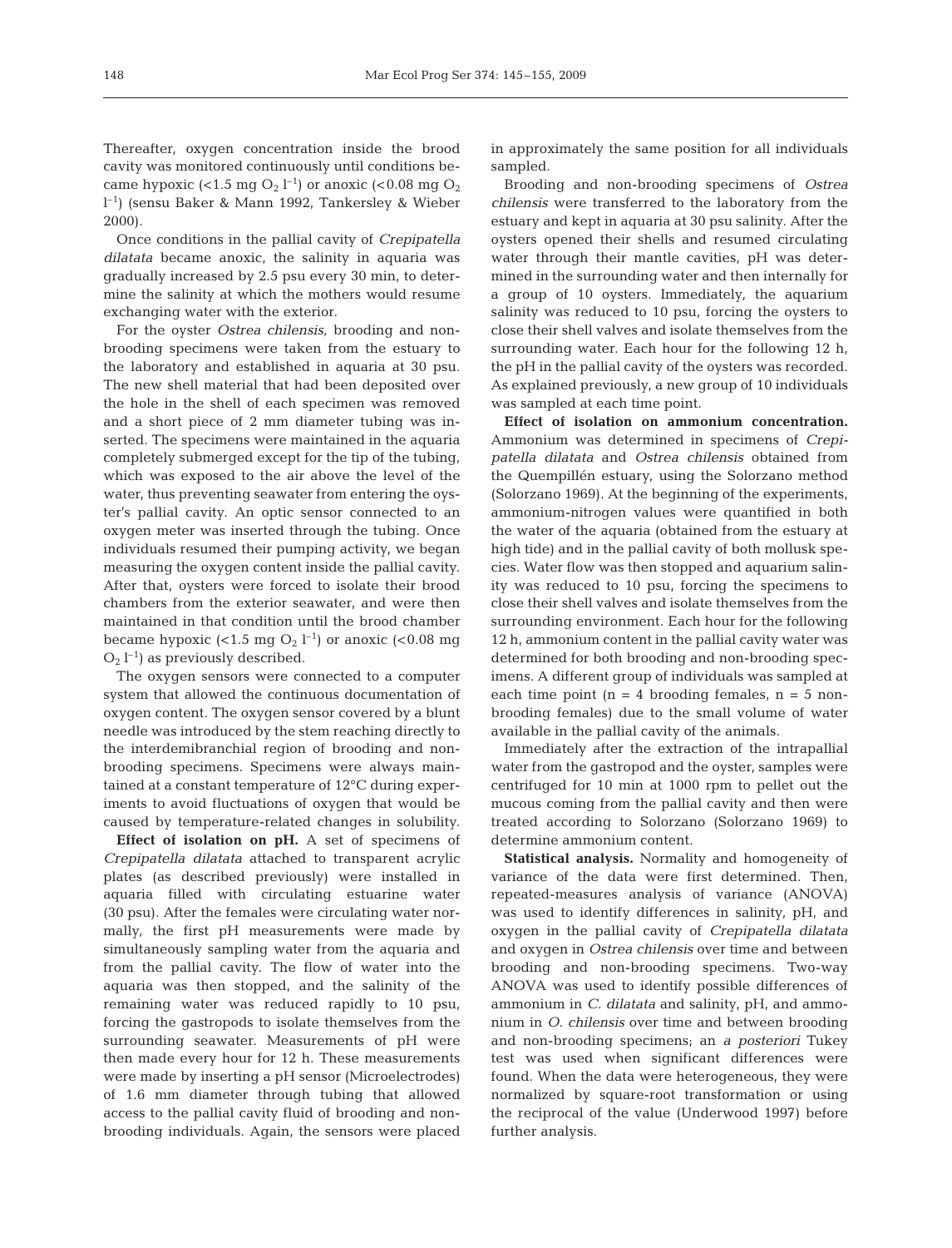Thereafter, oxygen concentration inside the brood cavity was monitored continuously until conditions became hypoxic (<1.5 mg $O_2$ $l^{-1}$) or anoxic (<0.08 mg $O_2$ $l^{-1}$) (sensu Baker & Mann 1992, Tankersley & Wieber 2000).

Once conditions in the pallial cavity of *Crepipatella dilatata* became anoxic, the salinity in aquaria was gradually increased by 2.5 psu every 30 min, to determine the salinity at which the mothers would resume exchanging water with the exterior.

For the oyster *Ostrea chilensis*, brooding and non-brooding specimens were taken from the estuary to the laboratory and established in aquaria at 30 psu. The new shell material that had been deposited over the hole in the shell of each specimen was removed and a short piece of 2 mm diameter tubing was inserted. The specimens were maintained in the aquaria completely submerged except for the tip of the tubing, which was exposed to the air above the level of the water, thus preventing seawater from entering the oyster's pallial cavity. An optic sensor connected to an oxygen meter was inserted through the tubing. Once individuals resumed their pumping activity, we began measuring the oxygen content inside the pallial cavity. After that, oysters were forced to isolate their brood chambers from the exterior seawater, and were then maintained in that condition until the brood chamber became hypoxic (<1.5 mg $O_2$ $l^{-1}$) or anoxic (<0.08 mg $O_2$ $l^{-1}$) as previously described.

The oxygen sensors were connected to a computer system that allowed the continuous documentation of oxygen content. The oxygen sensor covered by a blunt needle was introduced by the stem reaching directly to the interdemibranchial region of brooding and non-brooding specimens. Specimens were always maintained at a constant temperature of 12°C during experiments to avoid fluctuations of oxygen that would be caused by temperature-related changes in solubility.

**Effect of isolation on pH.** A set of specimens of *Crepipatella dilatata* attached to transparent acrylic plates (as described previously) were installed in aquaria filled with circulating estuarine water (30 psu). After the females were circulating water normally, the first pH measurements were made by simultaneously sampling water from the aquaria and from the pallial cavity. The flow of water into the aquaria was then stopped, and the salinity of the remaining water was reduced rapidly to 10 psu, forcing the gastropods to isolate themselves from the surrounding seawater. Measurements of pH were then made every hour for 12 h. These measurements were made by inserting a pH sensor (Microelectrodes) of 1.6 mm diameter through tubing that allowed access to the pallial cavity fluid of brooding and non-brooding individuals. Again, the sensors were placed in approximately the same position for all individuals sampled.

Brooding and non-brooding specimens of *Ostrea chilensis* were transferred to the laboratory from the estuary and kept in aquaria at 30 psu salinity. After the oysters opened their shells and resumed circulating water through their mantle cavities, pH was determined in the surrounding water and then internally for a group of 10 oysters. Immediately, the aquarium salinity was reduced to 10 psu, forcing the oysters to close their shell valves and isolate themselves from the surrounding water. Each hour for the following 12 h, the pH in the pallial cavity of the oysters was recorded. As explained previously, a new group of 10 individuals was sampled at each time point.

**Effect of isolation on ammonium concentration.** Ammonium was determined in specimens of *Crepipatella dilatata* and *Ostrea chilensis* obtained from the Quempillén estuary, using the Solorzano method (Solorzano 1969). At the beginning of the experiments, ammonium-nitrogen values were quantified in both the water of the aquaria (obtained from the estuary at high tide) and in the pallial cavity of both mollusk species. Water flow was then stopped and aquarium salinity was reduced to 10 psu, forcing the specimens to close their shell valves and isolate themselves from the surrounding environment. Each hour for the following 12 h, ammonium content in the pallial cavity water was determined for both brooding and non-brooding specimens. A different group of individuals was sampled at each time point ($n = 4$ brooding females, $n = 5$ non-brooding females) due to the small volume of water available in the pallial cavity of the animals.

Immediately after the extraction of the intrapallial water from the gastropod and the oyster, samples were centrifuged for 10 min at 1000 rpm to pellet out the mucous coming from the pallial cavity and then were treated according to Solorzano (Solorzano 1969) to determine ammonium content.

**Statistical analysis.** Normality and homogeneity of variance of the data were first determined. Then, repeated-measures analysis of variance (ANOVA) was used to identify differences in salinity, pH, and oxygen in the pallial cavity of *Crepipatella dilatata* and oxygen in *Ostrea chilensis* over time and between brooding and non-brooding specimens. Two-way ANOVA was used to identify possible differences of ammonium in *C. dilatata* and salinity, pH, and ammonium in *O. chilensis* over time and between brooding and non-brooding specimens; an *a posteriori* Tukey test was used when significant differences were found. When the data were heterogeneous, they were normalized by square-root transformation or using the reciprocal of the value (Underwood 1997) before further analysis.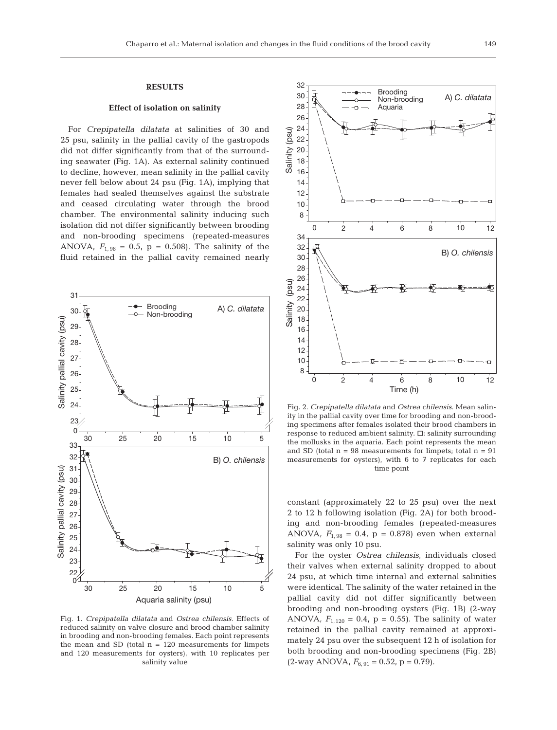## RESULTS

### Effect of isolation on salinity

For *Crepipatella dilatata* at salinities of 30 and 25 psu, salinity in the pallial cavity of the gastropods did not differ significantly from that of the surrounding seawater (Fig. 1A). As external salinity continued to decline, however, mean salinity in the pallial cavity never fell below about 24 psu (Fig. 1A), implying that females had sealed themselves against the substrate and ceased circulating water through the brood chamber. The environmental salinity inducing such isolation did not differ significantly between brooding and non-brooding specimens (repeated-measures ANOVA, $F_{1,98} = 0.5$, $p = 0.508$). The salinity of the fluid retained in the pallial cavity remained nearly constant (approximately 22 to 25 psu) over the next 2 to 12 h following isolation (Fig. 2A) for both brooding and non-brooding females (repeated-measures ANOVA, $F_{1,98} = 0.4$, $p = 0.878$) even when external salinity was only 10 psu.

For the oyster *Ostrea chilensis*, individuals closed their valves when external salinity dropped to about 24 psu, at which time internal and external salinities were identical. The salinity of the water retained in the pallial cavity did not differ significantly between brooding and non-brooding oysters (Fig. 1B) (2-way ANOVA, $F_{1,120} = 0.4$, $p = 0.55$). The salinity of water retained in the pallial cavity remained at approximately 24 psu over the subsequent 12 h of isolation for both brooding and non-brooding specimens (Fig. 2B) (2-way ANOVA, $F_{6,91} = 0.52$, $p = 0.79$).

Fig. 1. *Crepipatella dilatata* and *Ostrea chilensis*. Effects of reduced salinity on valve closure and brood chamber salinity in brooding and non-brooding females. Each point represents the mean and SD (total n = 120 measurements for limpets and 120 measurements for oysters), with 10 replicates per salinity value

Fig. 2. *Crepipatella dilatata* and *Ostrea chilensis*. Mean salinity in the pallial cavity over time for brooding and non-brooding specimens after females isolated their brood chambers in response to reduced ambient salinity. □: salinity surrounding the mollusks in the aquaria. Each point represents the mean and SD (total n = 98 measurements for limpets; total n = 91 measurements for oysters), with 6 to 7 replicates for each time point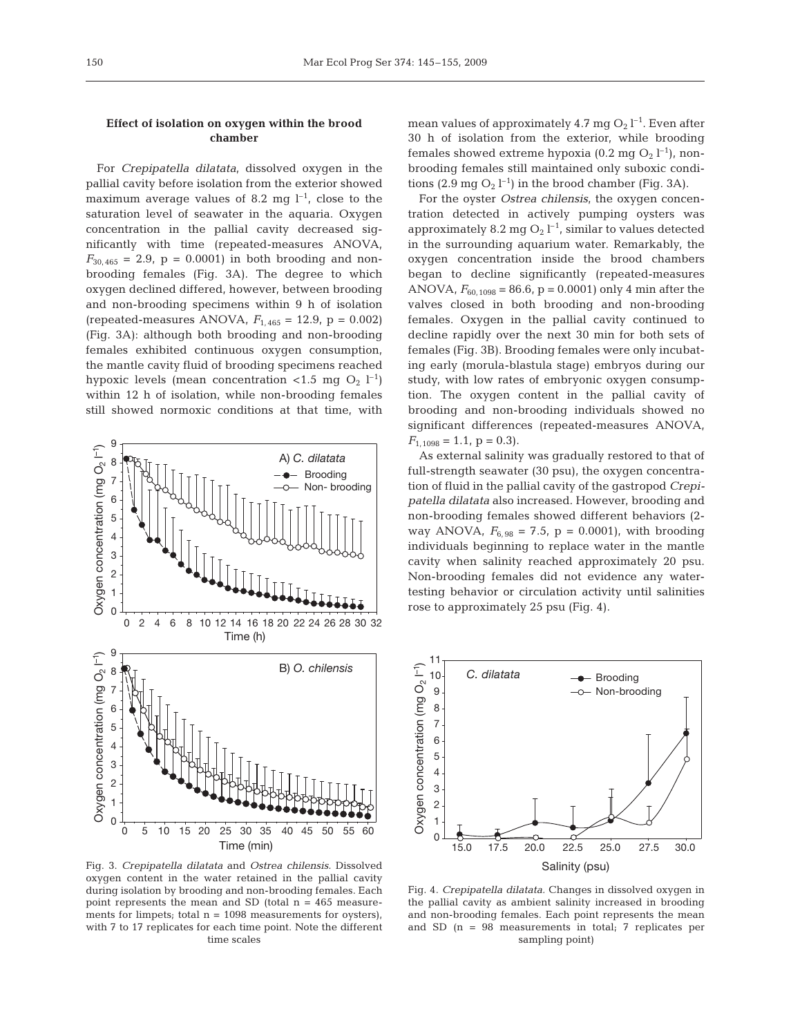### Effect of isolation on oxygen within the brood chamber

For *Crepipatella dilatata*, dissolved oxygen in the pallial cavity before isolation from the exterior showed maximum average values of 8.2 mg $l^{-1}$, close to the saturation level of seawater in the aquaria. Oxygen concentration in the pallial cavity decreased significantly with time (repeated-measures ANOVA, $F_{30,465}$ = 2.9, p = 0.0001) in both brooding and non-brooding females (Fig. 3A). The degree to which oxygen declined differed, however, between brooding and non-brooding specimens within 9 h of isolation (repeated-measures ANOVA, $F_{1,465}$ = 12.9, p = 0.002) (Fig. 3A): although both brooding and non-brooding females exhibited continuous oxygen consumption, the mantle cavity fluid of brooding specimens reached hypoxic levels (mean concentration <1.5 mg $O_2$ $l^{-1}$) within 12 h of isolation, while non-brooding females still showed normoxic conditions at that time, with mean values of approximately 4.7 mg $O_2$ $l^{-1}$. Even after 30 h of isolation from the exterior, while brooding females showed extreme hypoxia (0.2 mg $O_2$ $l^{-1}$), non-brooding females still maintained only suboxic conditions (2.9 mg $O_2$ $l^{-1}$) in the brood chamber (Fig. 3A).

For the oyster *Ostrea chilensis*, the oxygen concentration detected in actively pumping oysters was approximately 8.2 mg $O_2$ $l^{-1}$, similar to values detected in the surrounding aquarium water. Remarkably, the oxygen concentration inside the brood chambers began to decline significantly (repeated-measures ANOVA, $F_{60,1098}$ = 86.6, p = 0.0001) only 4 min after the valves closed in both brooding and non-brooding females. Oxygen in the pallial cavity continued to decline rapidly over the next 30 min for both sets of females (Fig. 3B). Brooding females were only incubating early (morula-blastula stage) embryos during our study, with low rates of embryonic oxygen consumption. The oxygen content in the pallial cavity of brooding and non-brooding individuals showed no significant differences (repeated-measures ANOVA, $F_{1,1098}$ = 1.1, p = 0.3).

As external salinity was gradually restored to that of full-strength seawater (30 psu), the oxygen concentration of fluid in the pallial cavity of the gastropod *Crepipatella dilatata* also increased. However, brooding and non-brooding females showed different behaviors (2-way ANOVA, $F_{6,98}$ = 7.5, p = 0.0001), with brooding individuals beginning to replace water in the mantle cavity when salinity reached approximately 20 psu. Non-brooding females did not evidence any water-testing behavior or circulation activity until salinities rose to approximately 25 psu (Fig. 4).

Fig. 3. *Crepipatella dilatata* and *Ostrea chilensis*. Dissolved oxygen content in the water retained in the pallial cavity during isolation by brooding and non-brooding females. Each point represents the mean and SD (total n = 465 measurements for limpets; total n = 1098 measurements for oysters), with 7 to 17 replicates for each time point. Note the different time scales

Fig. 4. *Crepipatella dilatata*. Changes in dissolved oxygen in the pallial cavity as ambient salinity increased in brooding and non-brooding females. Each point represents the mean and SD (n = 98 measurements in total; 7 replicates per sampling point)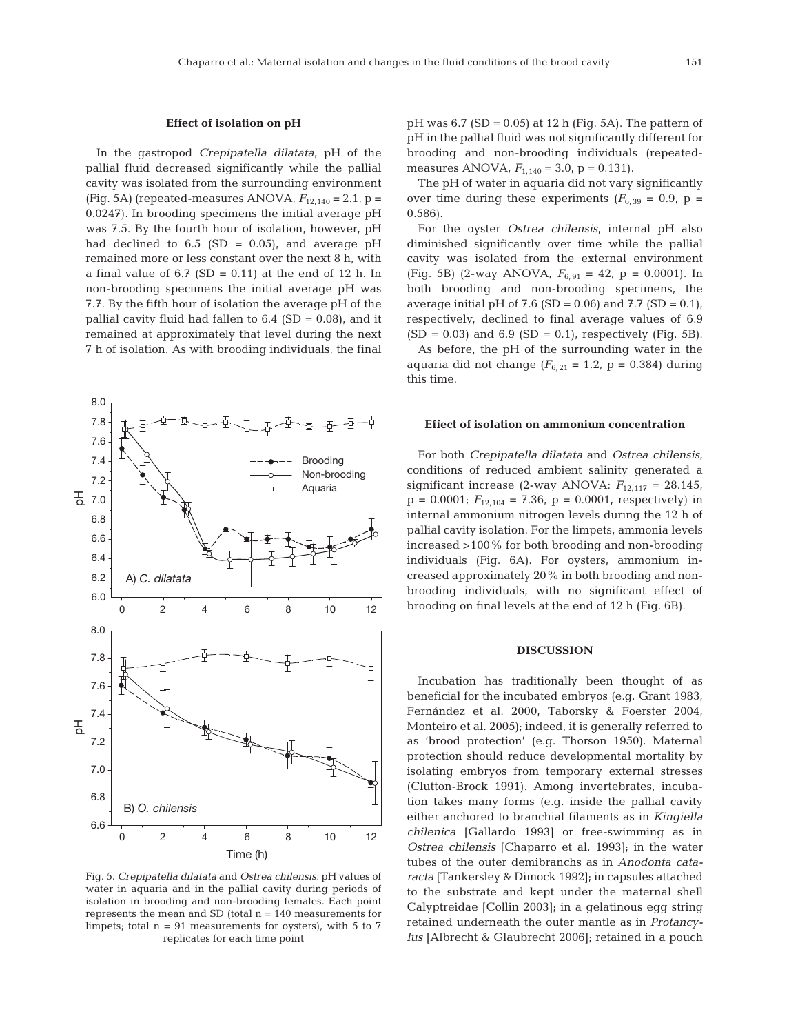### Effect of isolation on pH

In the gastropod *Crepipatella dilatata*, pH of the pallial fluid decreased significantly while the pallial cavity was isolated from the surrounding environment (Fig. 5A) (repeated-measures ANOVA, $F_{12,140} = 2.1$, p = 0.0247). In brooding specimens the initial average pH was 7.5. By the fourth hour of isolation, however, pH had declined to 6.5 (SD = 0.05), and average pH remained more or less constant over the next 8 h, with a final value of 6.7 (SD = 0.11) at the end of 12 h. In non-brooding specimens the initial average pH was 7.7. By the fifth hour of isolation the average pH of the pallial cavity fluid had fallen to 6.4 (SD = 0.08), and it remained at approximately that level during the next 7 h of isolation. As with brooding individuals, the final pH was 6.7 (SD = 0.05) at 12 h (Fig. 5A). The pattern of pH in the pallial fluid was not significantly different for brooding and non-brooding individuals (repeated-measures ANOVA, $F_{1,140} = 3.0$, p = 0.131).

The pH of water in aquaria did not vary significantly over time during these experiments ($F_{6,39} = 0.9$, p = 0.586).

For the oyster *Ostrea chilensis*, internal pH also diminished significantly over time while the pallial cavity was isolated from the external environment (Fig. 5B) (2-way ANOVA, $F_{6,91} = 42$, p = 0.0001). In both brooding and non-brooding specimens, the average initial pH of 7.6 (SD = 0.06) and 7.7 (SD = 0.1), respectively, declined to final average values of 6.9 (SD = 0.03) and 6.9 (SD = 0.1), respectively (Fig. 5B).

As before, the pH of the surrounding water in the aquaria did not change ($F_{6,21} = 1.2$, p = 0.384) during this time.

Fig. 5. *Crepipatella dilatata* and *Ostrea chilensis*. pH values of water in aquaria and in the pallial cavity during periods of isolation in brooding and non-brooding females. Each point represents the mean and SD (total n = 140 measurements for limpets; total n = 91 measurements for oysters), with 5 to 7 replicates for each time point

### Effect of isolation on ammonium concentration

For both *Crepipatella dilatata* and *Ostrea chilensis*, conditions of reduced ambient salinity generated a significant increase (2-way ANOVA: $F_{12,117} = 28.145$, p = 0.0001; $F_{12,104} = 7.36$, p = 0.0001, respectively) in internal ammonium nitrogen levels during the 12 h of pallial cavity isolation. For the limpets, ammonia levels increased >100% for both brooding and non-brooding individuals (Fig. 6A). For oysters, ammonium increased approximately 20% in both brooding and non-brooding individuals, with no significant effect of brooding on final levels at the end of 12 h (Fig. 6B).

## DISCUSSION

Incubation has traditionally been thought of as beneficial for the incubated embryos (e.g. Grant 1983, Fernández et al. 2000, Taborsky & Foerster 2004, Monteiro et al. 2005); indeed, it is generally referred to as 'brood protection' (e.g. Thorson 1950). Maternal protection should reduce developmental mortality by isolating embryos from temporary external stresses (Clutton-Brock 1991). Among invertebrates, incubation takes many forms (e.g. inside the pallial cavity either anchored to branchial filaments as in *Kingiella chilenica* [Gallardo 1993] or free-swimming as in *Ostrea chilensis* [Chaparro et al. 1993]; in the water tubes of the outer demibranchs as in *Anodonta cataracta* [Tankersley & Dimock 1992]; in capsules attached to the substrate and kept under the maternal shell Calyptreidae [Collin 2003]; in a gelatinous egg string retained underneath the outer mantle as in *Protancylus* [Albrecht & Glaubrecht 2006]; retained in a pouch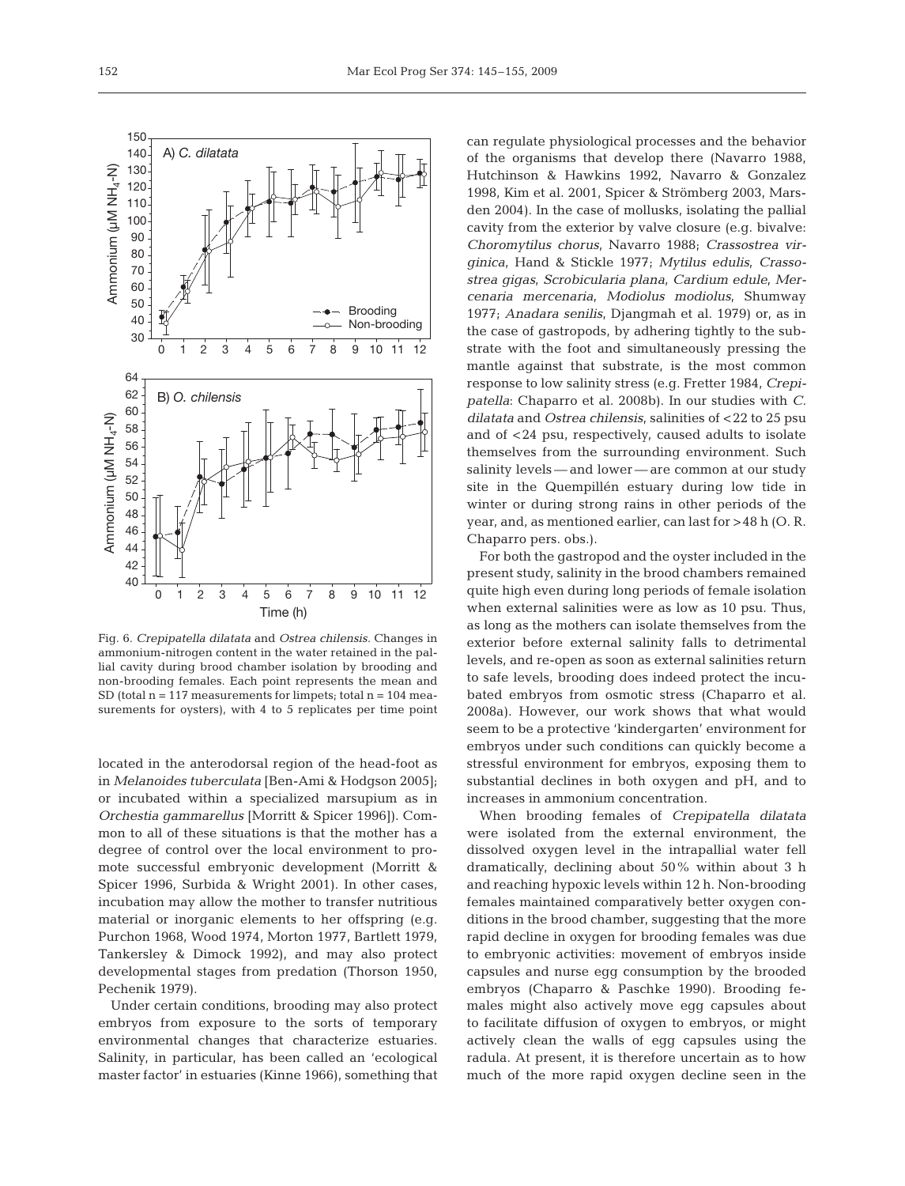Fig. 6. *Crepipatella dilatata* and *Ostrea chilensis*. Changes in ammonium-nitrogen content in the water retained in the pallial cavity during brood chamber isolation by brooding and non-brooding females. Each point represents the mean and SD (total n = 117 measurements for limpets; total n = 104 measurements for oysters), with 4 to 5 replicates per time point

located in the anterodorsal region of the head-foot as in *Melanoides tuberculata* [Ben-Ami & Hodgson 2005]; or incubated within a specialized marsupium as in *Orchestia gammarellus* [Morritt & Spicer 1996]). Common to all of these situations is that the mother has a degree of control over the local environment to promote successful embryonic development (Morritt & Spicer 1996, Surbida & Wright 2001). In other cases, incubation may allow the mother to transfer nutritious material or inorganic elements to her offspring (e.g. Purchon 1968, Wood 1974, Morton 1977, Bartlett 1979, Tankersley & Dimock 1992), and may also protect developmental stages from predation (Thorson 1950, Pechenik 1979).

Under certain conditions, brooding may also protect embryos from exposure to the sorts of temporary environmental changes that characterize estuaries. Salinity, in particular, has been called an 'ecological master factor' in estuaries (Kinne 1966), something that can regulate physiological processes and the behavior of the organisms that develop there (Navarro 1988, Hutchinson & Hawkins 1992, Navarro & Gonzalez 1998, Kim et al. 2001, Spicer & Strömberg 2003, Marsden 2004). In the case of mollusks, isolating the pallial cavity from the exterior by valve closure (e.g. bivalve: *Choromytilus chorus*, Navarro 1988; *Crassostrea virginica*, Hand & Stickle 1977; *Mytilus edulis*, *Crassostrea gigas*, *Scrobicularia plana*, *Cardium edule*, *Mercenaria mercenaria*, *Modiolus modiolus*, Shumway 1977; *Anadara senilis*, Djangmah et al. 1979) or, as in the case of gastropods, by adhering tightly to the substrate with the foot and simultaneously pressing the mantle against that substrate, is the most common response to low salinity stress (e.g. Fretter 1984, *Crepipatella*: Chaparro et al. 2008b). In our studies with *C. dilatata* and *Ostrea chilensis*, salinities of <22 to 25 psu and of <24 psu, respectively, caused adults to isolate themselves from the surrounding environment. Such salinity levels — and lower — are common at our study site in the Quempillén estuary during low tide in winter or during strong rains in other periods of the year, and, as mentioned earlier, can last for >48 h (O. R. Chaparro pers. obs.).

For both the gastropod and the oyster included in the present study, salinity in the brood chambers remained quite high even during long periods of female isolation when external salinities were as low as 10 psu. Thus, as long as the mothers can isolate themselves from the exterior before external salinity falls to detrimental levels, and re-open as soon as external salinities return to safe levels, brooding does indeed protect the incubated embryos from osmotic stress (Chaparro et al. 2008a). However, our work shows that what would seem to be a protective 'kindergarten' environment for embryos under such conditions can quickly become a stressful environment for embryos, exposing them to substantial declines in both oxygen and pH, and to increases in ammonium concentration.

When brooding females of *Crepipatella dilatata* were isolated from the external environment, the dissolved oxygen level in the intrapallial water fell dramatically, declining about 50% within about 3 h and reaching hypoxic levels within 12 h. Non-brooding females maintained comparatively better oxygen conditions in the brood chamber, suggesting that the more rapid decline in oxygen for brooding females was due to embryonic activities: movement of embryos inside capsules and nurse egg consumption by the brooded embryos (Chaparro & Paschke 1990). Brooding females might also actively move egg capsules about to facilitate diffusion of oxygen to embryos, or might actively clean the walls of egg capsules using the radula. At present, it is therefore uncertain as to how much of the more rapid oxygen decline seen in the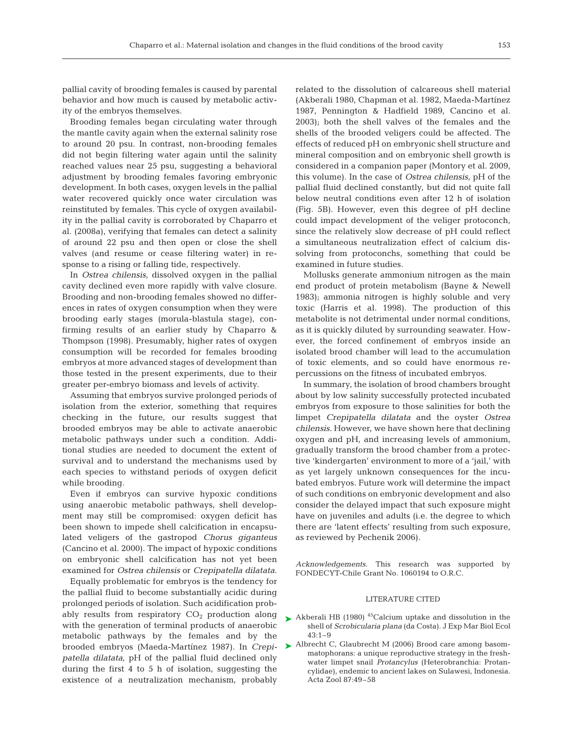pallial cavity of brooding females is caused by parental behavior and how much is caused by metabolic activity of the embryos themselves.

Brooding females began circulating water through the mantle cavity again when the external salinity rose to around 20 psu. In contrast, non-brooding females did not begin filtering water again until the salinity reached values near 25 psu, suggesting a behavioral adjustment by brooding females favoring embryonic development. In both cases, oxygen levels in the pallial water recovered quickly once water circulation was reinstituted by females. This cycle of oxygen availability in the pallial cavity is corroborated by Chaparro et al. (2008a), verifying that females can detect a salinity of around 22 psu and then open or close the shell valves (and resume or cease filtering water) in response to a rising or falling tide, respectively.

In *Ostrea chilensis*, dissolved oxygen in the pallial cavity declined even more rapidly with valve closure. Brooding and non-brooding females showed no differences in rates of oxygen consumption when they were brooding early stages (morula-blastula stage), confirming results of an earlier study by Chaparro & Thompson (1998). Presumably, higher rates of oxygen consumption will be recorded for females brooding embryos at more advanced stages of development than those tested in the present experiments, due to their greater per-embryo biomass and levels of activity.

Assuming that embryos survive prolonged periods of isolation from the exterior, something that requires checking in the future, our results suggest that brooded embryos may be able to activate anaerobic metabolic pathways under such a condition. Additional studies are needed to document the extent of survival and to understand the mechanisms used by each species to withstand periods of oxygen deficit while brooding.

Even if embryos can survive hypoxic conditions using anaerobic metabolic pathways, shell development may still be compromised: oxygen deficit has been shown to impede shell calcification in encapsulated veligers of the gastropod *Chorus giganteus* (Cancino et al. 2000). The impact of hypoxic conditions on embryonic shell calcification has not yet been examined for *Ostrea chilensis* or *Crepipatella dilatata*.

Equally problematic for embryos is the tendency for the pallial fluid to become substantially acidic during prolonged periods of isolation. Such acidification probably results from respiratory $CO_2$ production along with the generation of terminal products of anaerobic metabolic pathways by the females and by the brooded embryos (Maeda-Martínez 1987). In *Crepipatella dilatata*, pH of the pallial fluid declined only during the first 4 to 5 h of isolation, suggesting the existence of a neutralization mechanism, probably related to the dissolution of calcareous shell material (Akberali 1980, Chapman et al. 1982, Maeda-Martínez 1987, Pennington & Hadfield 1989, Cancino et al. 2003); both the shell valves of the females and the shells of the brooded veligers could be affected. The effects of reduced pH on embryonic shell structure and mineral composition and on embryonic shell growth is considered in a companion paper (Montory et al. 2009, this volume). In the case of *Ostrea chilensis*, pH of the pallial fluid declined constantly, but did not quite fall below neutral conditions even after 12 h of isolation (Fig. 5B). However, even this degree of pH decline could impact development of the veliger protoconch, since the relatively slow decrease of pH could reflect a simultaneous neutralization effect of calcium dissolving from protoconchs, something that could be examined in future studies.

Mollusks generate ammonium nitrogen as the main end product of protein metabolism (Bayne & Newell 1983); ammonia nitrogen is highly soluble and very toxic (Harris et al. 1998). The production of this metabolite is not detrimental under normal conditions, as it is quickly diluted by surrounding seawater. However, the forced confinement of embryos inside an isolated brood chamber will lead to the accumulation of toxic elements, and so could have enormous repercussions on the fitness of incubated embryos.

In summary, the isolation of brood chambers brought about by low salinity successfully protected incubated embryos from exposure to those salinities for both the limpet *Crepipatella dilatata* and the oyster *Ostrea chilensis*. However, we have shown here that declining oxygen and pH, and increasing levels of ammonium, gradually transform the brood chamber from a protective 'kindergarten' environment to more of a 'jail,' with as yet largely unknown consequences for the incubated embryos. Future work will determine the impact of such conditions on embryonic development and also consider the delayed impact that such exposure might have on juveniles and adults (i.e. the degree to which there are 'latent effects' resulting from such exposure, as reviewed by Pechenik 2006).

*Acknowledgements.* This research was supported by FONDECYT-Chile Grant No. 1060194 to O.R.C.

## LITERATURE CITED

- Akberali HB (1980) $^{45}$Calcium uptake and dissolution in the shell of *Scrobicularia plana* (da Costa). J Exp Mar Biol Ecol 43:1–9
- Albrecht C, Glaubrecht M (2006) Brood care among basommatophorans: a unique reproductive strategy in the freshwater limpet snail *Protancylus* (Heterobranchia: Protancylidae), endemic to ancient lakes on Sulawesi, Indonesia. Acta Zool 87:49–58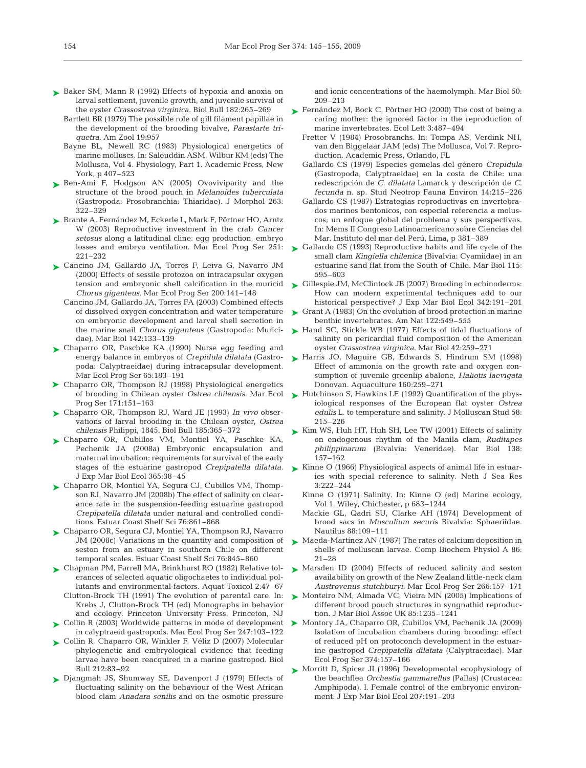Baker SM, Mann R (1992) Effects of hypoxia and anoxia on larval settlement, juvenile growth, and juvenile survival of the oyster *Crassostrea virginica.* Biol Bull 182:265–269

Bartlett BR (1979) The possible role of gill filament papillae in the development of the brooding bivalve, *Parastarte triquetra.* Am Zool 19:957

Bayne BL, Newell RC (1983) Physiological energetics of marine molluscs. In: Saleuddin ASM, Wilbur KM (eds) The Mollusca, Vol 4. Physiology, Part 1. Academic Press, New York, p 407–523

Ben-Ami F, Hodgson AN (2005) Ovoviviparity and the structure of the brood pouch in *Melanoides tuberculata* (Gastropoda: Prosobranchia: Thiaridae). J Morphol 263: 322–329

Brante A, Fernández M, Eckerle L, Mark F, Pörtner HO, Arntz W (2003) Reproductive investment in the crab *Cancer setosus* along a latitudinal cline: egg production, embryo losses and embryo ventilation. Mar Ecol Prog Ser 251: 221–232

Cancino JM, Gallardo JA, Torres F, Leiva G, Navarro JM (2000) Effects of sessile protozoa on intracapsular oxygen tension and embryonic shell calcification in the muricid *Chorus giganteus.* Mar Ecol Prog Ser 200:141–148

Cancino JM, Gallardo JA, Torres FA (2003) Combined effects of dissolved oxygen concentration and water temperature on embryonic development and larval shell secretion in the marine snail *Chorus giganteus* (Gastropoda: Muricidae). Mar Biol 142:133–139

Chaparro OR, Paschke KA (1990) Nurse egg feeding and energy balance in embryos of *Crepidula dilatata* (Gastropoda: Calyptraeidae) during intracapsular development. Mar Ecol Prog Ser 65:183–191

Chaparro OR, Thompson RJ (1998) Physiological energetics of brooding in Chilean oyster *Ostrea chilensis.* Mar Ecol Prog Ser 171:151–163

Chaparro OR, Thompson RJ, Ward JE (1993) *In vivo* observations of larval brooding in the Chilean oyster, *Ostrea chilensis* Philippi, 1845. Biol Bull 185:365–372

Chaparro OR, Cubillos VM, Montiel YA, Paschke KA, Pechenik JA (2008a) Embryonic encapsulation and maternal incubation: requirements for survival of the early stages of the estuarine gastropod *Crepipatella dilatata.* J Exp Mar Biol Ecol 365:38–45

Chaparro OR, Montiel YA, Segura CJ, Cubillos VM, Thompson RJ, Navarro JM (2008b) The effect of salinity on clearance rate in the suspension-feeding estuarine gastropod *Crepipatella dilatata* under natural and controlled conditions. Estuar Coast Shelf Sci 76:861–868

Chaparro OR, Segura CJ, Montiel YA, Thompson RJ, Navarro JM (2008c) Variations in the quantity and composition of seston from an estuary in southern Chile on different temporal scales. Estuar Coast Shelf Sci 76:845–860

Chapman PM, Farrell MA, Brinkhurst RO (1982) Relative tolerances of selected aquatic oligochaetes to individual pollutants and environmental factors. Aquat Toxicol 2:47–67

Clutton-Brock TH (1991) The evolution of parental care. In: Krebs J, Clutton-Brock TH (ed) Monographs in behavior and ecology. Princeton University Press, Princeton, NJ

Collin R (2003) Worldwide patterns in mode of development in calyptraeid gastropods. Mar Ecol Prog Ser 247:103–122

Collin R, Chaparro OR, Winkler F, Véliz D (2007) Molecular phylogenetic and embryological evidence that feeding larvae have been reacquired in a marine gastropod. Biol Bull 212:83–92

Djangmah JS, Shumway SE, Davenport J (1979) Effects of fluctuating salinity on the behaviour of the West African blood clam *Anadara senilis* and on the osmotic pressure and ionic concentrations of the haemolymph. Mar Biol 50: 209–213

Fernández M, Bock C, Pörtner HO (2000) The cost of being a caring mother: the ignored factor in the reproduction of marine invertebrates. Ecol Lett 3:487–494

Fretter V (1984) Prosobranchs. In: Tompa AS, Verdink NH, van den Biggelaar JAM (eds) The Mollusca, Vol 7. Reproduction. Academic Press, Orlando, FL

Gallardo CS (1979) Especies gemelas del género *Crepidula* (Gastropoda, Calyptraeidae) en la costa de Chile: una redescripción de *C. dilatata* Lamarck y descripción de *C. fecunda* n. sp. Stud Neotrop Fauna Environ 14:215–226

Gallardo CS (1987) Estrategias reproductivas en invertebrados marinos bentonicos, con especial referencia a moluscos; un enfoque global del problema y sus perspectivas. In: Mems II Congreso Latinoamericano sobre Ciencias del Mar. Instituto del mar del Perú, Lima, p 381–389

Gallardo CS (1993) Reproductive habits and life cycle of the small clam *Kingiella chilenica* (Bivalvia: Cyamiidae) in an estuarine sand flat from the South of Chile. Mar Biol 115: 595–603

Gillespie JM, McClintock JB (2007) Brooding in echinoderms: How can modern experimental techniques add to our historical perspective? J Exp Mar Biol Ecol 342:191–201

Grant A (1983) On the evolution of brood protection in marine benthic invertebrates. Am Nat 122:549–555

Hand SC, Stickle WB (1977) Effects of tidal fluctuations of salinity on pericardial fluid composition of the American oyster *Crassostrea virginica.* Mar Biol 42:259–271

Harris JO, Maguire GB, Edwards S, Hindrum SM (1998) Effect of ammonia on the growth rate and oxygen consumption of juvenile greenlip abalone, *Haliotis laevigata* Donovan. Aquaculture 160:259–271

Hutchinson S, Hawkins LE (1992) Quantification of the physiological responses of the European flat oyster *Ostrea edulis* L. to temperature and salinity. J Molluscan Stud 58: 215–226

Kim WS, Huh HT, Huh SH, Lee TW (2001) Effects of salinity on endogenous rhythm of the Manila clam, *Ruditapes philippinarum* (Bivalvia: Veneridae). Mar Biol 138: 157–162

Kinne O (1966) Physiological aspects of animal life in estuaries with special reference to salinity. Neth J Sea Res 3:222–244

Kinne O (1971) Salinity. In: Kinne O (ed) Marine ecology, Vol 1. Wiley, Chichester, p 683–1244

Mackie GL, Qadri SU, Clarke AH (1974) Development of brood sacs in *Musculium securis* Bivalvia: Sphaeriidae. Nautilus 88:109–111

Maeda-Martínez AN (1987) The rates of calcium deposition in shells of molluscan larvae. Comp Biochem Physiol A 86: 21–28

Marsden ID (2004) Effects of reduced salinity and seston availability on growth of the New Zealand little-neck clam *Austrovenus stutchburyi.* Mar Ecol Prog Ser 266:157–171

Monteiro NM, Almada VC, Vieira MN (2005) Implications of different brood pouch structures in syngnathid reproduction. J Mar Biol Assoc UK 85:1235–1241

Montory JA, Chaparro OR, Cubillos VM, Pechenik JA (2009) Isolation of incubation chambers during brooding: effect of reduced pH on protoconch development in the estuarine gastropod *Crepipatella dilatata* (Calyptraeidae). Mar Ecol Prog Ser 374:157–166

Morritt D, Spicer JI (1996) Developmental ecophysiology of the beachflea *Orchestia gammarellus* (Pallas) (Crustacea: Amphipoda). I. Female control of the embryonic environment. J Exp Mar Biol Ecol 207:191–203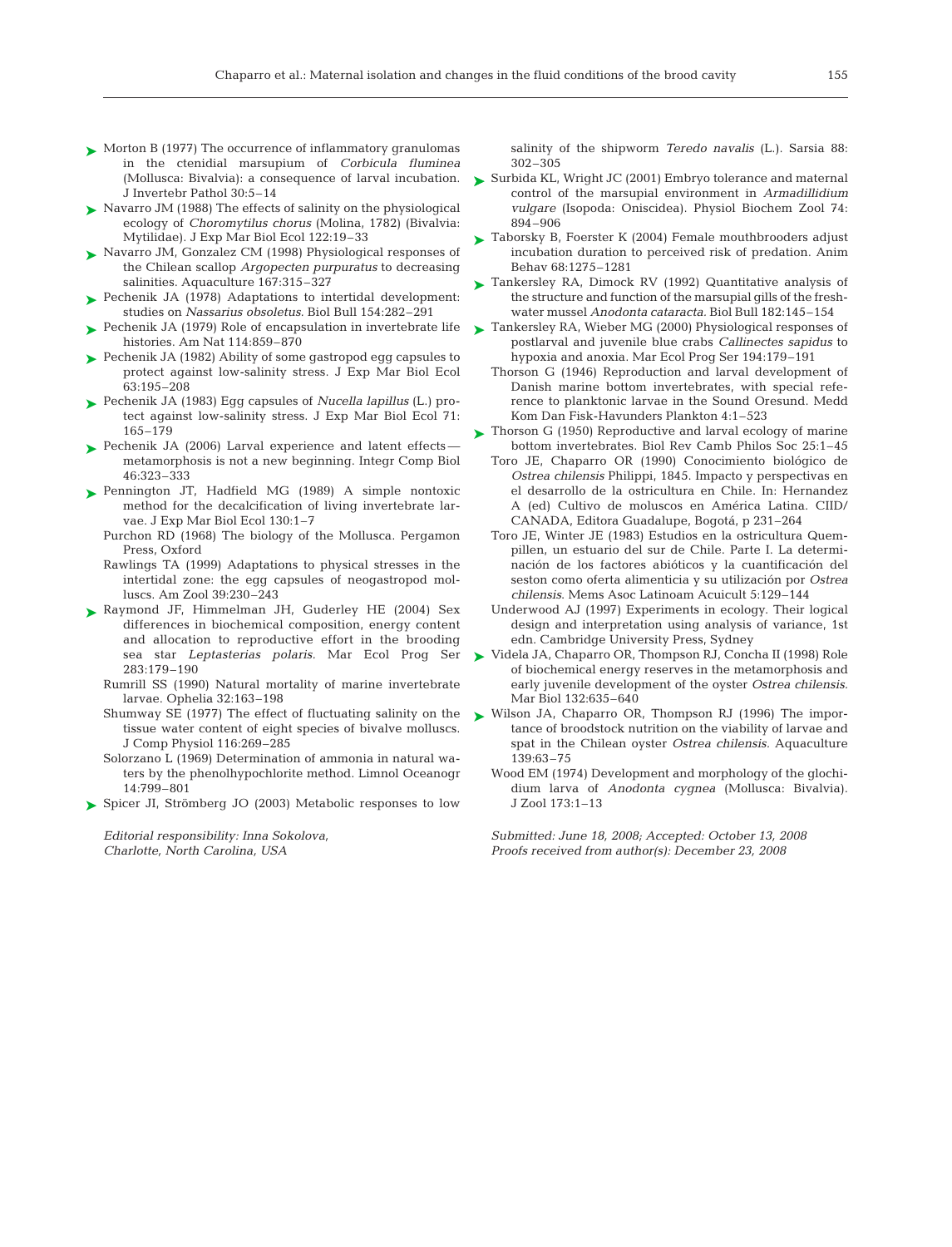- Morton B (1977) The occurrence of inflammatory granulomas in the ctenidial marsupium of *Corbicula fluminea* (Mollusca: Bivalvia): a consequence of larval incubation. J Invertebr Pathol 30:5–14
- Navarro JM (1988) The effects of salinity on the physiological ecology of *Choromytilus chorus* (Molina, 1782) (Bivalvia: Mytilidae). J Exp Mar Biol Ecol 122:19–33
- Navarro JM, Gonzalez CM (1998) Physiological responses of the Chilean scallop *Argopecten purpuratus* to decreasing salinities. Aquaculture 167:315–327
- Pechenik JA (1978) Adaptations to intertidal development: studies on *Nassarius obsoletus*. Biol Bull 154:282–291
- Pechenik JA (1979) Role of encapsulation in invertebrate life histories. Am Nat 114:859–870
- Pechenik JA (1982) Ability of some gastropod egg capsules to protect against low-salinity stress. J Exp Mar Biol Ecol 63:195–208
- Pechenik JA (1983) Egg capsules of *Nucella lapillus* (L.) protect against low-salinity stress. J Exp Mar Biol Ecol 71: 165–179
- Pechenik JA (2006) Larval experience and latent effects—metamorphosis is not a new beginning. Integr Comp Biol 46:323–333
- Pennington JT, Hadfield MG (1989) A simple nontoxic method for the decalcification of living invertebrate larvae. J Exp Mar Biol Ecol 130:1–7
- Purchon RD (1968) The biology of the Mollusca. Pergamon Press, Oxford
- Rawlings TA (1999) Adaptations to physical stresses in the intertidal zone: the egg capsules of neogastropod molluscs. Am Zool 39:230–243
- Raymond JF, Himmelman JH, Guderley HE (2004) Sex differences in biochemical composition, energy content and allocation to reproductive effort in the brooding sea star *Leptasterias polaris*. Mar Ecol Prog Ser 283:179–190
- Rumrill SS (1990) Natural mortality of marine invertebrate larvae. Ophelia 32:163–198
- Shumway SE (1977) The effect of fluctuating salinity on the tissue water content of eight species of bivalve molluscs. J Comp Physiol 116:269–285
- Solorzano L (1969) Determination of ammonia in natural waters by the phenolhypochlorite method. Limnol Oceanogr 14:799–801
- Spicer JI, Strömberg JO (2003) Metabolic responses to low salinity of the shipworm *Teredo navalis* (L.). Sarsia 88: 302–305
- Surbida KL, Wright JC (2001) Embryo tolerance and maternal control of the marsupial environment in *Armadillidium vulgare* (Isopoda: Oniscidea). Physiol Biochem Zool 74: 894–906
- Taborsky B, Foerster K (2004) Female mouthbrooders adjust incubation duration to perceived risk of predation. Anim Behav 68:1275–1281
- Tankersley RA, Dimock RV (1992) Quantitative analysis of the structure and function of the marsupial gills of the freshwater mussel *Anodonta cataracta*. Biol Bull 182:145–154
- Tankersley RA, Wieber MG (2000) Physiological responses of postlarval and juvenile blue crabs *Callinectes sapidus* to hypoxia and anoxia. Mar Ecol Prog Ser 194:179–191
- Thorson G (1946) Reproduction and larval development of Danish marine bottom invertebrates, with special reference to planktonic larvae in the Sound Oresund. Medd Kom Dan Fisk-Havunders Plankton 4:1–523
- Thorson G (1950) Reproductive and larval ecology of marine bottom invertebrates. Biol Rev Camb Philos Soc 25:1–45
- Toro JE, Chaparro OR (1990) Conocimiento biológico de *Ostrea chilensis* Philippi, 1845. Impacto y perspectivas en el desarrollo de la ostricultura en Chile. In: Hernandez A (ed) Cultivo de moluscos en América Latina. CIID/CANADA, Editora Guadalupe, Bogotá, p 231–264
- Toro JE, Winter JE (1983) Estudios en la ostricultura Quempillen, un estuario del sur de Chile. Parte I. La determinación de los factores abióticos y la cuantificación del seston como oferta alimenticia y su utilización por *Ostrea chilensis*. Mems Asoc Latinoam Acuicult 5:129–144
- Underwood AJ (1997) Experiments in ecology. Their logical design and interpretation using analysis of variance, 1st edn. Cambridge University Press, Sydney
- Videla JA, Chaparro OR, Thompson RJ, Concha II (1998) Role of biochemical energy reserves in the metamorphosis and early juvenile development of the oyster *Ostrea chilensis*. Mar Biol 132:635–640
- Wilson JA, Chaparro OR, Thompson RJ (1996) The importance of broodstock nutrition on the viability of larvae and spat in the Chilean oyster *Ostrea chilensis*. Aquaculture 139:63–75
- Wood EM (1974) Development and morphology of the glochidium larva of *Anodonta cygnea* (Mollusca: Bivalvia). J Zool 173:1–13

*Editorial responsibility: Inna Sokolova, Charlotte, North Carolina, USA*

*Submitted: June 18, 2008; Accepted: October 13, 2008*
*Proofs received from author(s): December 23, 2008*